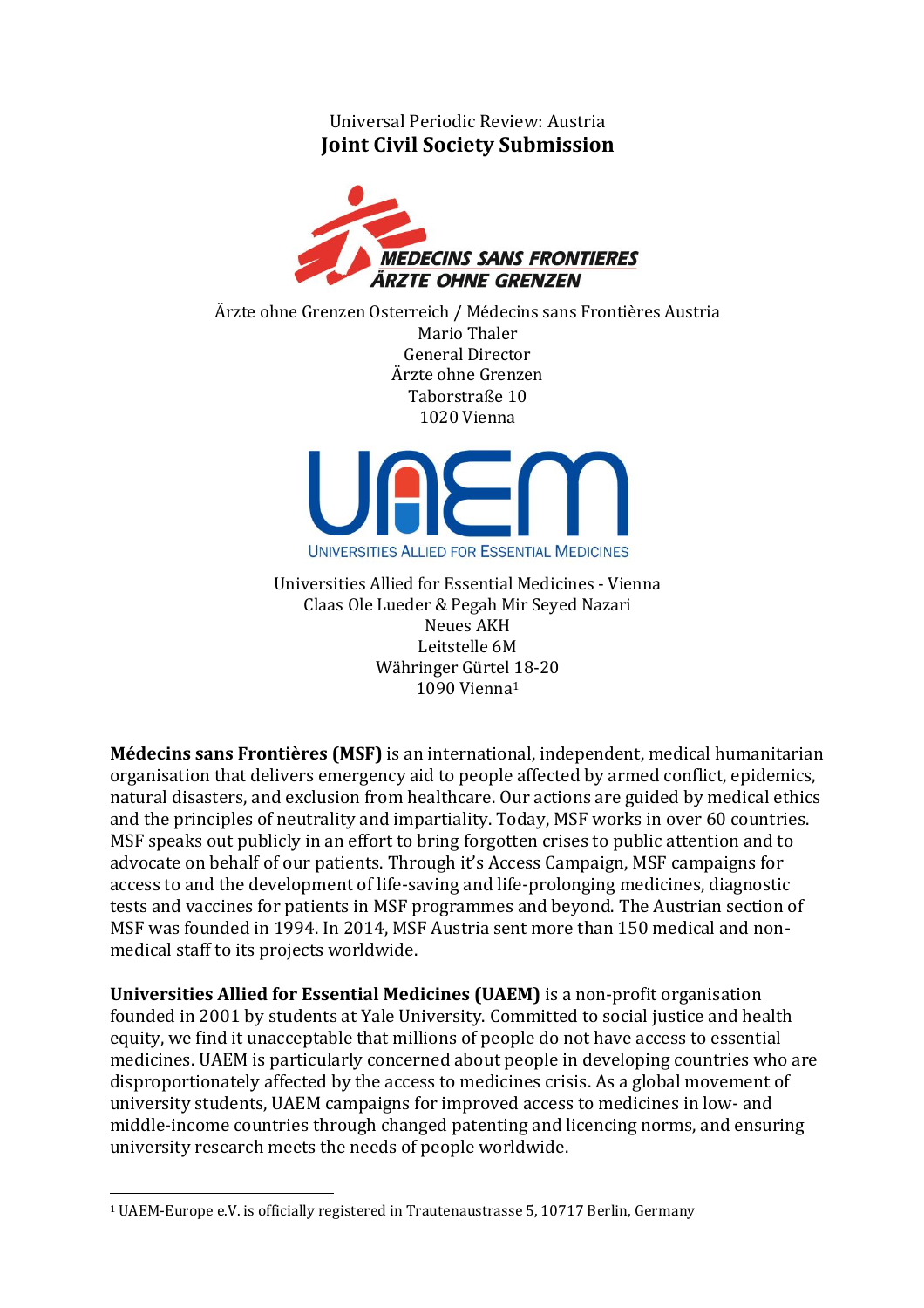Universal Periodic Review: Austria

# Joint Civil Society Submission

Ärzte ohne Grenzen Osterreich / Médecins sans Frontières Austria
Mario Thaler
General Director
Ärzte ohne Grenzen
Taborstraße 10
1020 Vienna

Universities Allied for Essential Medicines - Vienna
Claas Ole Lueder & Pegah Mir Seyed Nazari
Neues AKH
Leitstelle 6M
Währinger Gürtel 18-20
1090 Vienna[1]

**Médecins sans Frontières (MSF)** is an international, independent, medical humanitarian organisation that delivers emergency aid to people affected by armed conflict, epidemics, natural disasters, and exclusion from healthcare. Our actions are guided by medical ethics and the principles of neutrality and impartiality. Today, MSF works in over 60 countries. MSF speaks out publicly in an effort to bring forgotten crises to public attention and to advocate on behalf of our patients. Through it's Access Campaign, MSF campaigns for access to and the development of life-saving and life-prolonging medicines, diagnostic tests and vaccines for patients in MSF programmes and beyond. The Austrian section of MSF was founded in 1994. In 2014, MSF Austria sent more than 150 medical and non-medical staff to its projects worldwide.

**Universities Allied for Essential Medicines (UAEM)** is a non-profit organisation founded in 2001 by students at Yale University. Committed to social justice and health equity, we find it unacceptable that millions of people do not have access to essential medicines. UAEM is particularly concerned about people in developing countries who are disproportionately affected by the access to medicines crisis. As a global movement of university students, UAEM campaigns for improved access to medicines in low- and middle-income countries through changed patenting and licencing norms, and ensuring university research meets the needs of people worldwide.

---

[1] UAEM-Europe e.V. is officially registered in Trautenaustrasse 5, 10717 Berlin, Germany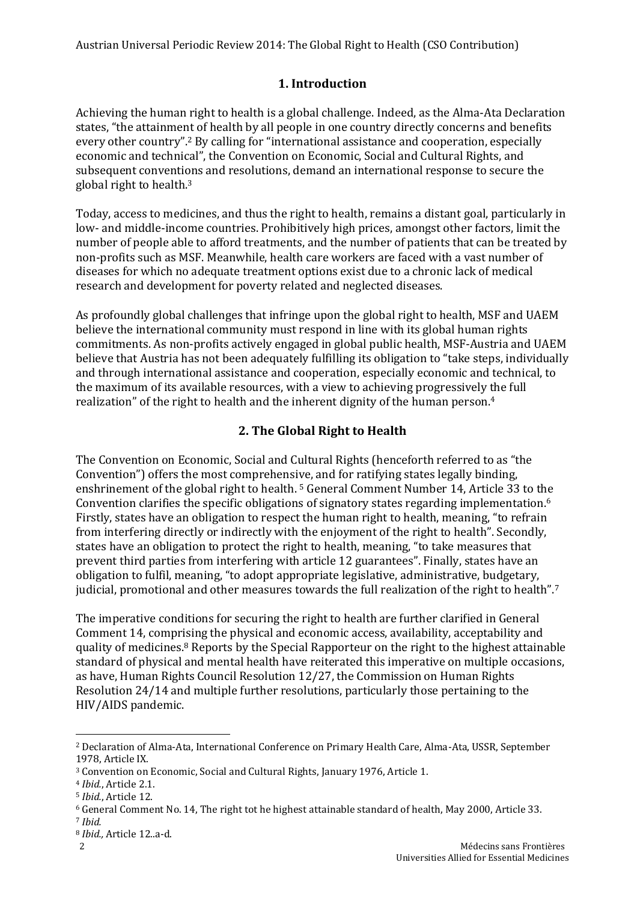## 1. Introduction

Achieving the human right to health is a global challenge. Indeed, as the Alma-Ata Declaration states, "the attainment of health by all people in one country directly concerns and benefits every other country".[2] By calling for "international assistance and cooperation, especially economic and technical", the Convention on Economic, Social and Cultural Rights, and subsequent conventions and resolutions, demand an international response to secure the global right to health.[3]

Today, access to medicines, and thus the right to health, remains a distant goal, particularly in low- and middle-income countries. Prohibitively high prices, amongst other factors, limit the number of people able to afford treatments, and the number of patients that can be treated by non-profits such as MSF. Meanwhile, health care workers are faced with a vast number of diseases for which no adequate treatment options exist due to a chronic lack of medical research and development for poverty related and neglected diseases.

As profoundly global challenges that infringe upon the global right to health, MSF and UAEM believe the international community must respond in line with its global human rights commitments. As non-profits actively engaged in global public health, MSF-Austria and UAEM believe that Austria has not been adequately fulfilling its obligation to "take steps, individually and through international assistance and cooperation, especially economic and technical, to the maximum of its available resources, with a view to achieving progressively the full realization" of the right to health and the inherent dignity of the human person.[4]

## 2. The Global Right to Health

The Convention on Economic, Social and Cultural Rights (henceforth referred to as "the Convention") offers the most comprehensive, and for ratifying states legally binding, enshrinement of the global right to health. [5] General Comment Number 14, Article 33 to the Convention clarifies the specific obligations of signatory states regarding implementation.[6] Firstly, states have an obligation to respect the human right to health, meaning, "to refrain from interfering directly or indirectly with the enjoyment of the right to health". Secondly, states have an obligation to protect the right to health, meaning, "to take measures that prevent third parties from interfering with article 12 guarantees". Finally, states have an obligation to fulfil, meaning, "to adopt appropriate legislative, administrative, budgetary, judicial, promotional and other measures towards the full realization of the right to health".[7]

The imperative conditions for securing the right to health are further clarified in General Comment 14, comprising the physical and economic access, availability, acceptability and quality of medicines.[8] Reports by the Special Rapporteur on the right to the highest attainable standard of physical and mental health have reiterated this imperative on multiple occasions, as have, Human Rights Council Resolution 12/27, the Commission on Human Rights Resolution 24/14 and multiple further resolutions, particularly those pertaining to the HIV/AIDS pandemic.

---

[2] Declaration of Alma-Ata, International Conference on Primary Health Care, Alma-Ata, USSR, September 1978, Article IX.

[3] Convention on Economic, Social and Cultural Rights, January 1976, Article 1.

[4] *Ibid.*, Article 2.1.

[5] *Ibid.*, Article 12.

[6] General Comment No. 14, The right tot he highest attainable standard of health, May 2000, Article 33.

[7] *Ibid.*

[8] *Ibid.,* Article 12..a-d.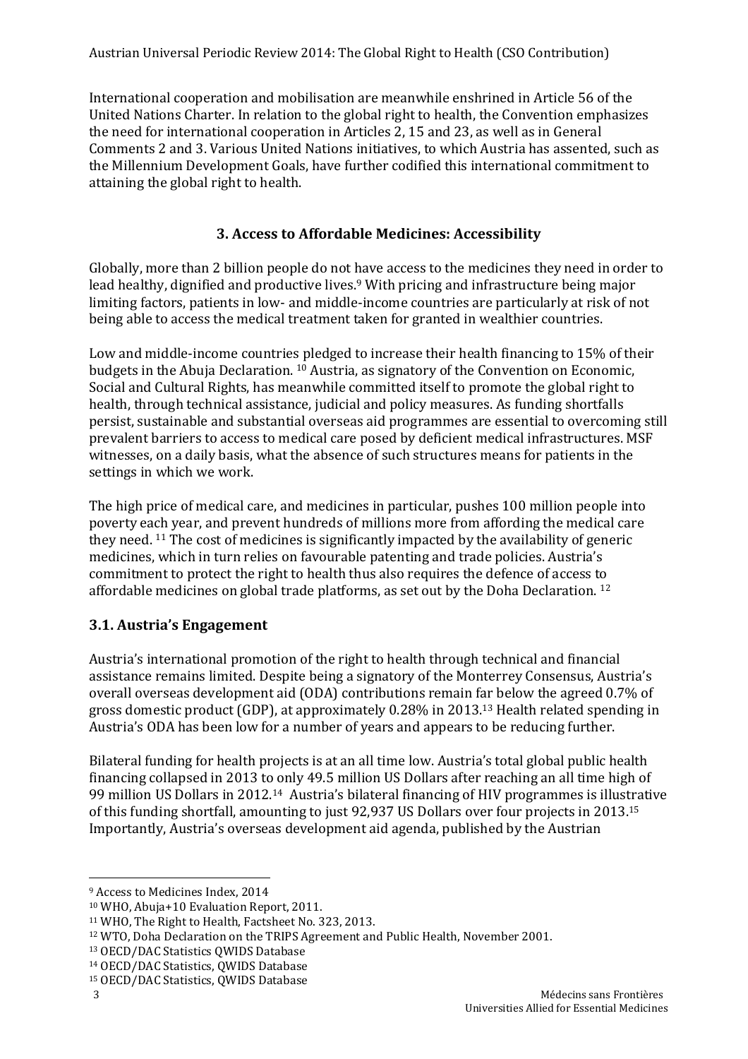International cooperation and mobilisation are meanwhile enshrined in Article 56 of the United Nations Charter. In relation to the global right to health, the Convention emphasizes the need for international cooperation in Articles 2, 15 and 23, as well as in General Comments 2 and 3. Various United Nations initiatives, to which Austria has assented, such as the Millennium Development Goals, have further codified this international commitment to attaining the global right to health.

## 3. Access to Affordable Medicines: Accessibility

Globally, more than 2 billion people do not have access to the medicines they need in order to lead healthy, dignified and productive lives.[9] With pricing and infrastructure being major limiting factors, patients in low- and middle-income countries are particularly at risk of not being able to access the medical treatment taken for granted in wealthier countries.

Low and middle-income countries pledged to increase their health financing to 15% of their budgets in the Abuja Declaration. [10] Austria, as signatory of the Convention on Economic, Social and Cultural Rights, has meanwhile committed itself to promote the global right to health, through technical assistance, judicial and policy measures. As funding shortfalls persist, sustainable and substantial overseas aid programmes are essential to overcoming still prevalent barriers to access to medical care posed by deficient medical infrastructures. MSF witnesses, on a daily basis, what the absence of such structures means for patients in the settings in which we work.

The high price of medical care, and medicines in particular, pushes 100 million people into poverty each year, and prevent hundreds of millions more from affording the medical care they need. [11] The cost of medicines is significantly impacted by the availability of generic medicines, which in turn relies on favourable patenting and trade policies. Austria's commitment to protect the right to health thus also requires the defence of access to affordable medicines on global trade platforms, as set out by the Doha Declaration. [12]

### 3.1. Austria's Engagement

Austria's international promotion of the right to health through technical and financial assistance remains limited. Despite being a signatory of the Monterrey Consensus, Austria's overall overseas development aid (ODA) contributions remain far below the agreed 0.7% of gross domestic product (GDP), at approximately 0.28% in 2013.[13] Health related spending in Austria's ODA has been low for a number of years and appears to be reducing further.

Bilateral funding for health projects is at an all time low. Austria's total global public health financing collapsed in 2013 to only 49.5 million US Dollars after reaching an all time high of 99 million US Dollars in 2012.[14] Austria's bilateral financing of HIV programmes is illustrative of this funding shortfall, amounting to just 92,937 US Dollars over four projects in 2013.[15] Importantly, Austria's overseas development aid agenda, published by the Austrian

---

[9] Access to Medicines Index, 2014

[10] WHO, Abuja+10 Evaluation Report, 2011.

[11] WHO, The Right to Health, Factsheet No. 323, 2013.

[12] WTO, Doha Declaration on the TRIPS Agreement and Public Health, November 2001.

[13] OECD/DAC Statistics QWIDS Database

[14] OECD/DAC Statistics, QWIDS Database

[15] OECD/DAC Statistics, QWIDS Database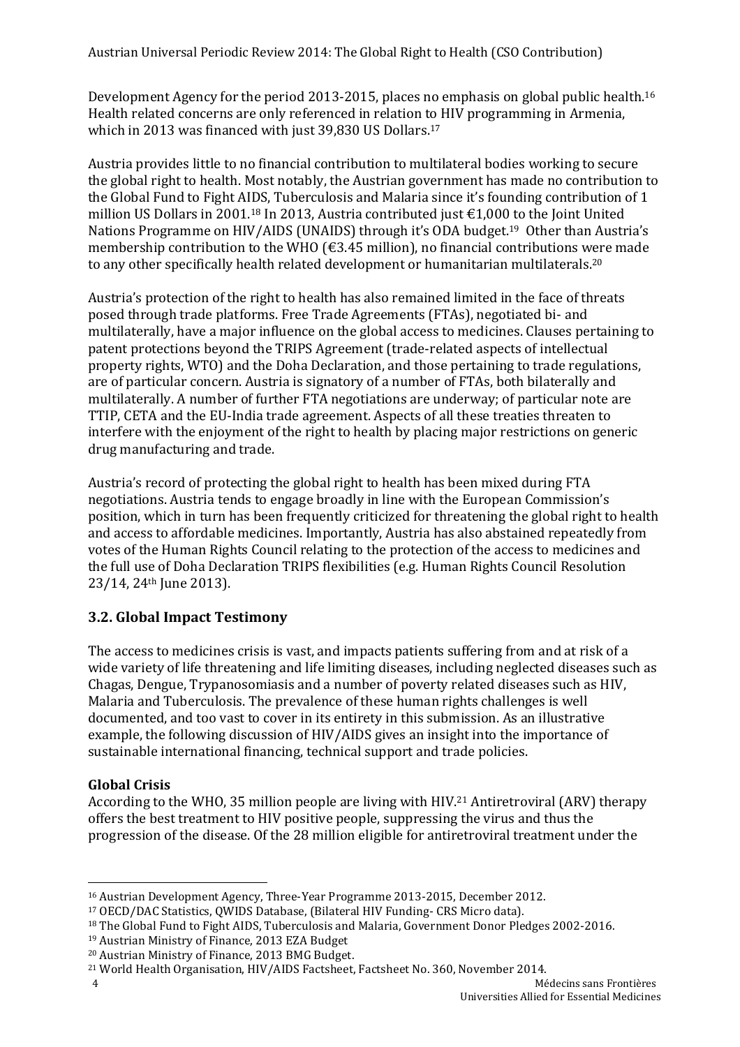Development Agency for the period 2013-2015, places no emphasis on global public health.[16] Health related concerns are only referenced in relation to HIV programming in Armenia, which in 2013 was financed with just 39,830 US Dollars.[17]

Austria provides little to no financial contribution to multilateral bodies working to secure the global right to health. Most notably, the Austrian government has made no contribution to the Global Fund to Fight AIDS, Tuberculosis and Malaria since it's founding contribution of 1 million US Dollars in 2001.[18] In 2013, Austria contributed just €1,000 to the Joint United Nations Programme on HIV/AIDS (UNAIDS) through it's ODA budget.[19] Other than Austria's membership contribution to the WHO (€3.45 million), no financial contributions were made to any other specifically health related development or humanitarian multilaterals.[20]

Austria's protection of the right to health has also remained limited in the face of threats posed through trade platforms. Free Trade Agreements (FTAs), negotiated bi- and multilaterally, have a major influence on the global access to medicines. Clauses pertaining to patent protections beyond the TRIPS Agreement (trade-related aspects of intellectual property rights, WTO) and the Doha Declaration, and those pertaining to trade regulations, are of particular concern. Austria is signatory of a number of FTAs, both bilaterally and multilaterally. A number of further FTA negotiations are underway; of particular note are TTIP, CETA and the EU-India trade agreement. Aspects of all these treaties threaten to interfere with the enjoyment of the right to health by placing major restrictions on generic drug manufacturing and trade.

Austria's record of protecting the global right to health has been mixed during FTA negotiations. Austria tends to engage broadly in line with the European Commission's position, which in turn has been frequently criticized for threatening the global right to health and access to affordable medicines. Importantly, Austria has also abstained repeatedly from votes of the Human Rights Council relating to the protection of the access to medicines and the full use of Doha Declaration TRIPS flexibilities (e.g. Human Rights Council Resolution 23/14, 24th June 2013).

### 3.2. Global Impact Testimony

The access to medicines crisis is vast, and impacts patients suffering from and at risk of a wide variety of life threatening and life limiting diseases, including neglected diseases such as Chagas, Dengue, Trypanosomiasis and a number of poverty related diseases such as HIV, Malaria and Tuberculosis. The prevalence of these human rights challenges is well documented, and too vast to cover in its entirety in this submission. As an illustrative example, the following discussion of HIV/AIDS gives an insight into the importance of sustainable international financing, technical support and trade policies.

**Global Crisis**

According to the WHO, 35 million people are living with HIV.[21] Antiretroviral (ARV) therapy offers the best treatment to HIV positive people, suppressing the virus and thus the progression of the disease. Of the 28 million eligible for antiretroviral treatment under the

---

[16] Austrian Development Agency, Three-Year Programme 2013-2015, December 2012.

[17] OECD/DAC Statistics, QWIDS Database, (Bilateral HIV Funding- CRS Micro data).

[18] The Global Fund to Fight AIDS, Tuberculosis and Malaria, Government Donor Pledges 2002-2016.

[19] Austrian Ministry of Finance, 2013 EZA Budget

[20] Austrian Ministry of Finance, 2013 BMG Budget.

[21] World Health Organisation, HIV/AIDS Factsheet, Factsheet No. 360, November 2014.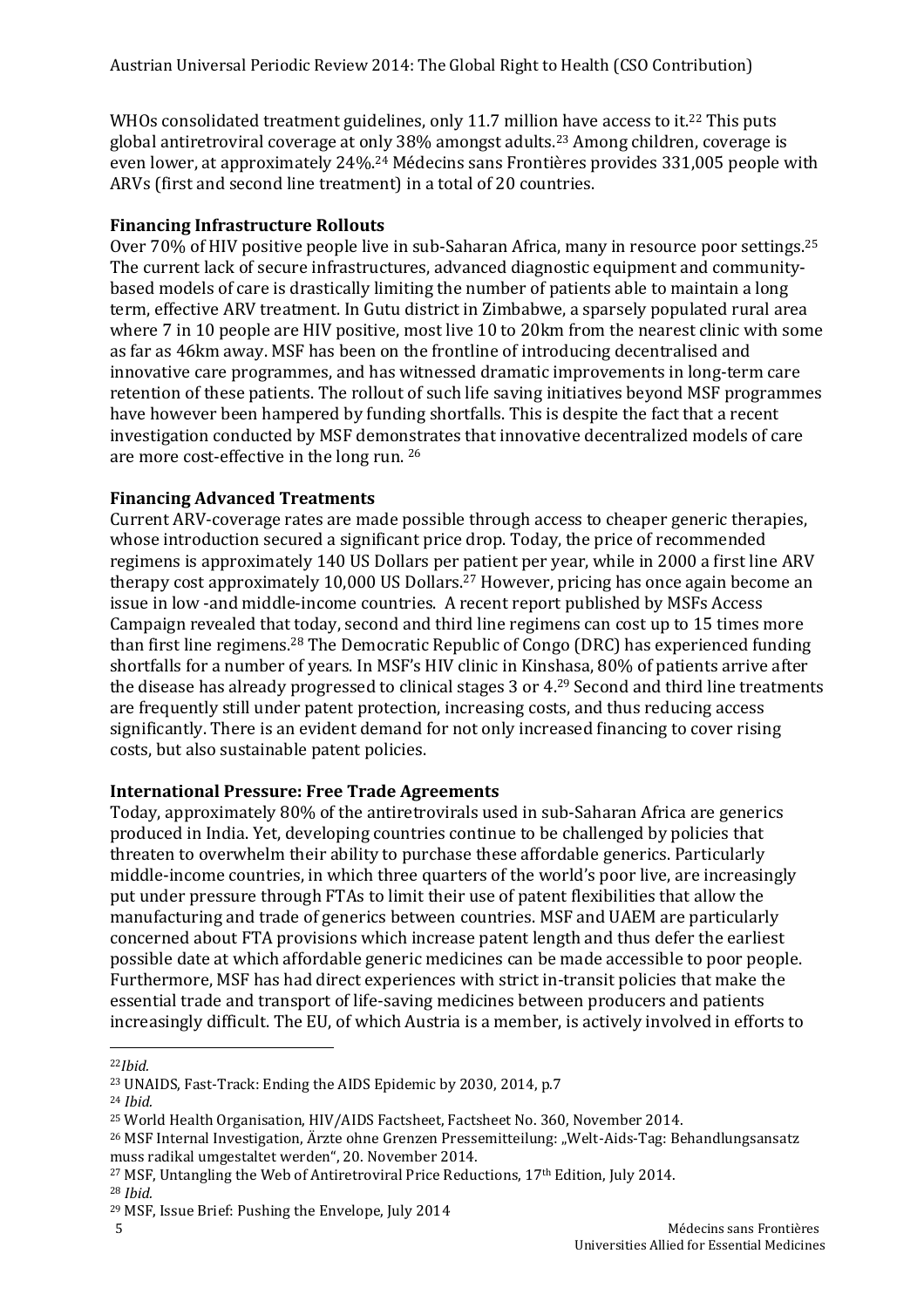WHOs consolidated treatment guidelines, only 11.7 million have access to it.[22] This puts global antiretroviral coverage at only 38% amongst adults.[23] Among children, coverage is even lower, at approximately 24%.[24] Médecins sans Frontières provides 331,005 people with ARVs (first and second line treatment) in a total of 20 countries.

**Financing Infrastructure Rollouts**

Over 70% of HIV positive people live in sub-Saharan Africa, many in resource poor settings.[25] The current lack of secure infrastructures, advanced diagnostic equipment and community-based models of care is drastically limiting the number of patients able to maintain a long term, effective ARV treatment. In Gutu district in Zimbabwe, a sparsely populated rural area where 7 in 10 people are HIV positive, most live 10 to 20km from the nearest clinic with some as far as 46km away. MSF has been on the frontline of introducing decentralised and innovative care programmes, and has witnessed dramatic improvements in long-term care retention of these patients. The rollout of such life saving initiatives beyond MSF programmes have however been hampered by funding shortfalls. This is despite the fact that a recent investigation conducted by MSF demonstrates that innovative decentralized models of care are more cost-effective in the long run. [26]

**Financing Advanced Treatments**

Current ARV-coverage rates are made possible through access to cheaper generic therapies, whose introduction secured a significant price drop. Today, the price of recommended regimens is approximately 140 US Dollars per patient per year, while in 2000 a first line ARV therapy cost approximately 10,000 US Dollars.[27] However, pricing has once again become an issue in low -and middle-income countries. A recent report published by MSFs Access Campaign revealed that today, second and third line regimens can cost up to 15 times more than first line regimens.[28] The Democratic Republic of Congo (DRC) has experienced funding shortfalls for a number of years. In MSF's HIV clinic in Kinshasa, 80% of patients arrive after the disease has already progressed to clinical stages 3 or 4.[29] Second and third line treatments are frequently still under patent protection, increasing costs, and thus reducing access significantly. There is an evident demand for not only increased financing to cover rising costs, but also sustainable patent policies.

**International Pressure: Free Trade Agreements**

Today, approximately 80% of the antiretrovirals used in sub-Saharan Africa are generics produced in India. Yet, developing countries continue to be challenged by policies that threaten to overwhelm their ability to purchase these affordable generics. Particularly middle-income countries, in which three quarters of the world's poor live, are increasingly put under pressure through FTAs to limit their use of patent flexibilities that allow the manufacturing and trade of generics between countries. MSF and UAEM are particularly concerned about FTA provisions which increase patent length and thus defer the earliest possible date at which affordable generic medicines can be made accessible to poor people. Furthermore, MSF has had direct experiences with strict in-transit policies that make the essential trade and transport of life-saving medicines between producers and patients increasingly difficult. The EU, of which Austria is a member, is actively involved in efforts to

---

[22] *Ibid.*

[23] UNAIDS, Fast-Track: Ending the AIDS Epidemic by 2030, 2014, p.7

[24] *Ibid.*

[25] World Health Organisation, HIV/AIDS Factsheet, Factsheet No. 360, November 2014.

[26] MSF Internal Investigation, Ärzte ohne Grenzen Pressemitteilung: „Welt-Aids-Tag: Behandlungsansatz muss radikal umgestaltet werden", 20. November 2014.

[27] MSF, Untangling the Web of Antiretroviral Price Reductions, 17th Edition, July 2014.

[28] *Ibid.*

[29] MSF, Issue Brief: Pushing the Envelope, July 2014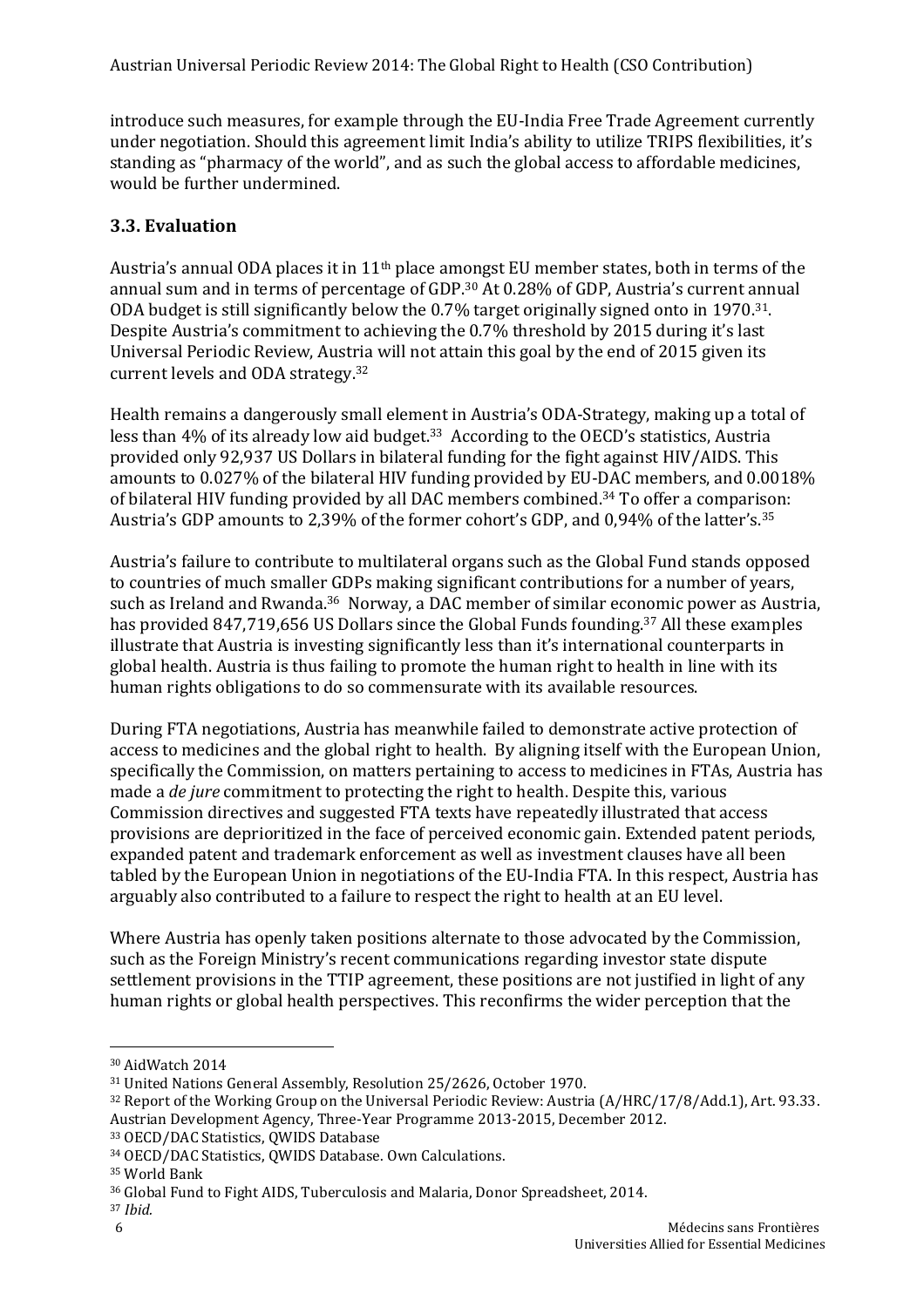introduce such measures, for example through the EU-India Free Trade Agreement currently under negotiation. Should this agreement limit India's ability to utilize TRIPS flexibilities, it's standing as "pharmacy of the world", and as such the global access to affordable medicines, would be further undermined.

### 3.3. Evaluation

Austria's annual ODA places it in 11th place amongst EU member states, both in terms of the annual sum and in terms of percentage of GDP.[30] At 0.28% of GDP, Austria's current annual ODA budget is still significantly below the 0.7% target originally signed onto in 1970.[31]. Despite Austria's commitment to achieving the 0.7% threshold by 2015 during it's last Universal Periodic Review, Austria will not attain this goal by the end of 2015 given its current levels and ODA strategy.[32]

Health remains a dangerously small element in Austria's ODA-Strategy, making up a total of less than 4% of its already low aid budget.[33] According to the OECD's statistics, Austria provided only 92,937 US Dollars in bilateral funding for the fight against HIV/AIDS. This amounts to 0.027% of the bilateral HIV funding provided by EU-DAC members, and 0.0018% of bilateral HIV funding provided by all DAC members combined.[34] To offer a comparison: Austria's GDP amounts to 2,39% of the former cohort's GDP, and 0,94% of the latter's.[35]

Austria's failure to contribute to multilateral organs such as the Global Fund stands opposed to countries of much smaller GDPs making significant contributions for a number of years, such as Ireland and Rwanda.[36] Norway, a DAC member of similar economic power as Austria, has provided 847,719,656 US Dollars since the Global Funds founding.[37] All these examples illustrate that Austria is investing significantly less than it's international counterparts in global health. Austria is thus failing to promote the human right to health in line with its human rights obligations to do so commensurate with its available resources.

During FTA negotiations, Austria has meanwhile failed to demonstrate active protection of access to medicines and the global right to health. By aligning itself with the European Union, specifically the Commission, on matters pertaining to access to medicines in FTAs, Austria has made a *de jure* commitment to protecting the right to health. Despite this, various Commission directives and suggested FTA texts have repeatedly illustrated that access provisions are deprioritized in the face of perceived economic gain. Extended patent periods, expanded patent and trademark enforcement as well as investment clauses have all been tabled by the European Union in negotiations of the EU-India FTA. In this respect, Austria has arguably also contributed to a failure to respect the right to health at an EU level.

Where Austria has openly taken positions alternate to those advocated by the Commission, such as the Foreign Ministry's recent communications regarding investor state dispute settlement provisions in the TTIP agreement, these positions are not justified in light of any human rights or global health perspectives. This reconfirms the wider perception that the

---

[30] AidWatch 2014

[31] United Nations General Assembly, Resolution 25/2626, October 1970.

[32] Report of the Working Group on the Universal Periodic Review: Austria (A/HRC/17/8/Add.1), Art. 93.33. Austrian Development Agency, Three-Year Programme 2013-2015, December 2012.

[33] OECD/DAC Statistics, QWIDS Database

[34] OECD/DAC Statistics, QWIDS Database. Own Calculations.

[35] World Bank

[36] Global Fund to Fight AIDS, Tuberculosis and Malaria, Donor Spreadsheet, 2014.

[37] *Ibid.*

Médecins sans Frontières
Universities Allied for Essential Medicines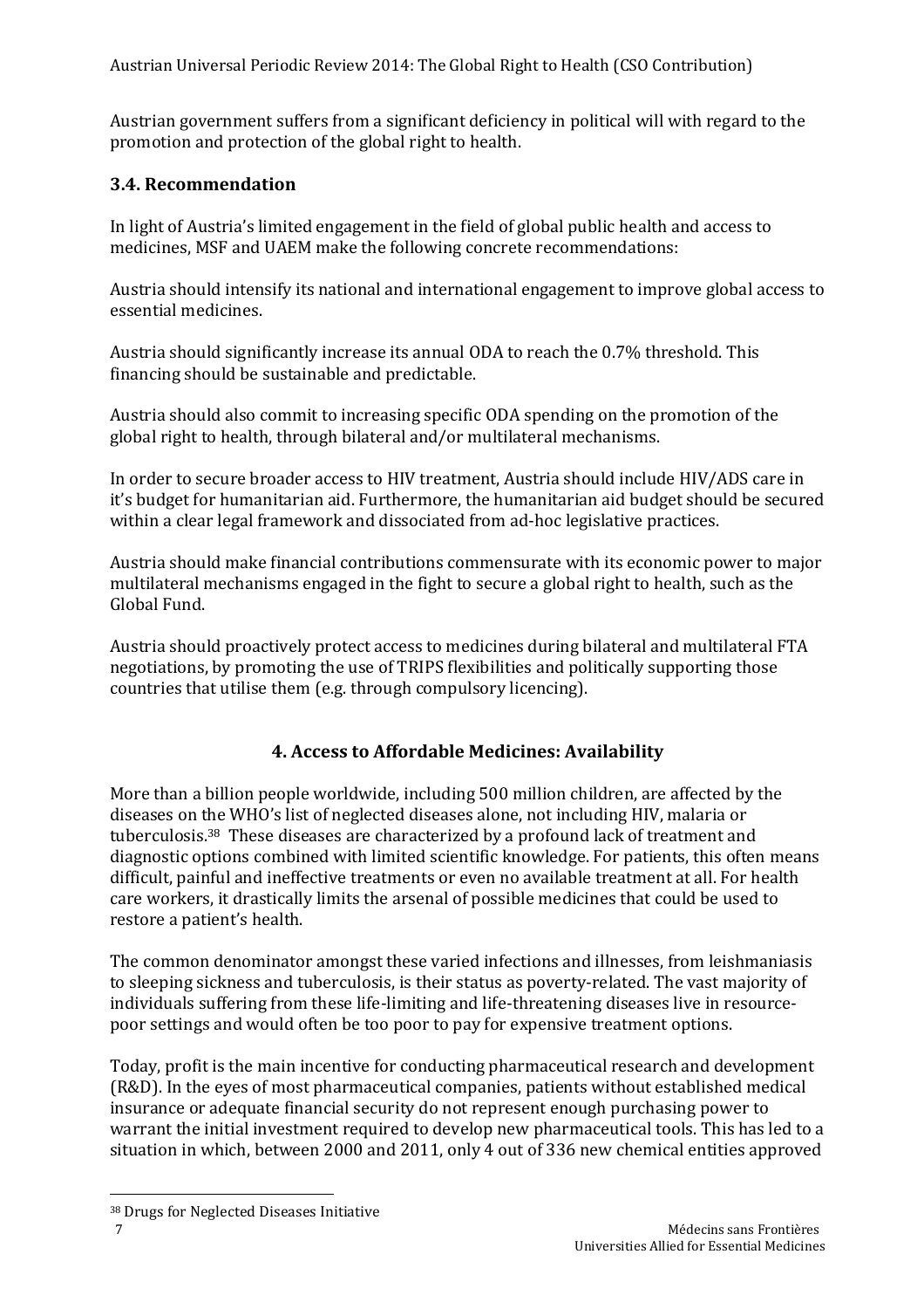Austrian government suffers from a significant deficiency in political will with regard to the promotion and protection of the global right to health.

### 3.4. Recommendation

In light of Austria's limited engagement in the field of global public health and access to medicines, MSF and UAEM make the following concrete recommendations:

Austria should intensify its national and international engagement to improve global access to essential medicines.

Austria should significantly increase its annual ODA to reach the 0.7% threshold. This financing should be sustainable and predictable.

Austria should also commit to increasing specific ODA spending on the promotion of the global right to health, through bilateral and/or multilateral mechanisms.

In order to secure broader access to HIV treatment, Austria should include HIV/ADS care in it's budget for humanitarian aid. Furthermore, the humanitarian aid budget should be secured within a clear legal framework and dissociated from ad-hoc legislative practices.

Austria should make financial contributions commensurate with its economic power to major multilateral mechanisms engaged in the fight to secure a global right to health, such as the Global Fund.

Austria should proactively protect access to medicines during bilateral and multilateral FTA negotiations, by promoting the use of TRIPS flexibilities and politically supporting those countries that utilise them (e.g. through compulsory licencing).

## 4. Access to Affordable Medicines: Availability

More than a billion people worldwide, including 500 million children, are affected by the diseases on the WHO's list of neglected diseases alone, not including HIV, malaria or tuberculosis.[38] These diseases are characterized by a profound lack of treatment and diagnostic options combined with limited scientific knowledge. For patients, this often means difficult, painful and ineffective treatments or even no available treatment at all. For health care workers, it drastically limits the arsenal of possible medicines that could be used to restore a patient's health.

The common denominator amongst these varied infections and illnesses, from leishmaniasis to sleeping sickness and tuberculosis, is their status as poverty-related. The vast majority of individuals suffering from these life-limiting and life-threatening diseases live in resource-poor settings and would often be too poor to pay for expensive treatment options.

Today, profit is the main incentive for conducting pharmaceutical research and development (R&D). In the eyes of most pharmaceutical companies, patients without established medical insurance or adequate financial security do not represent enough purchasing power to warrant the initial investment required to develop new pharmaceutical tools. This has led to a situation in which, between 2000 and 2011, only 4 out of 336 new chemical entities approved

[38] Drugs for Neglected Diseases Initiative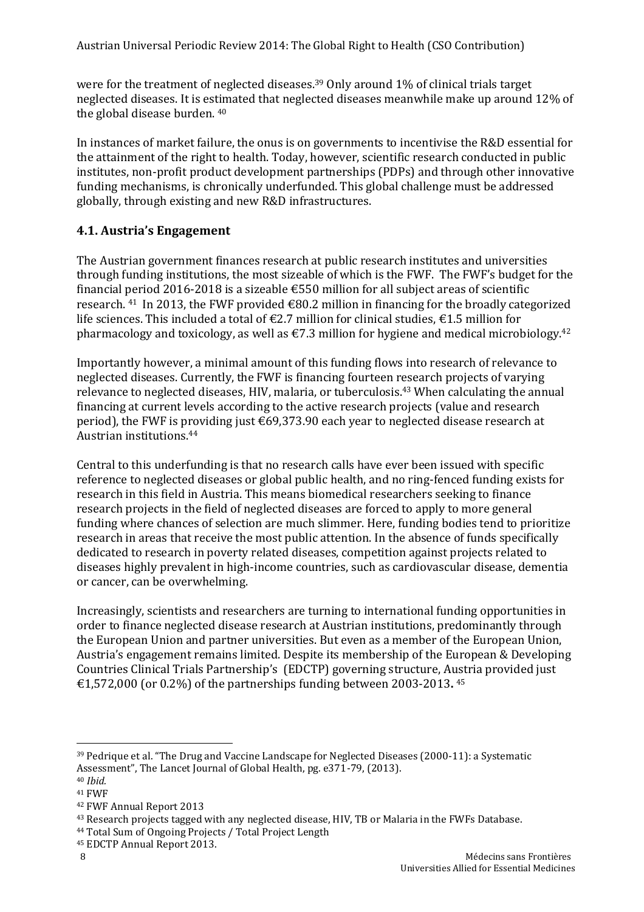were for the treatment of neglected diseases.[39] Only around 1% of clinical trials target neglected diseases. It is estimated that neglected diseases meanwhile make up around 12% of the global disease burden. [40]

In instances of market failure, the onus is on governments to incentivise the R&D essential for the attainment of the right to health. Today, however, scientific research conducted in public institutes, non-profit product development partnerships (PDPs) and through other innovative funding mechanisms, is chronically underfunded. This global challenge must be addressed globally, through existing and new R&D infrastructures.

### 4.1. Austria's Engagement

The Austrian government finances research at public research institutes and universities through funding institutions, the most sizeable of which is the FWF. The FWF's budget for the financial period 2016-2018 is a sizeable €550 million for all subject areas of scientific research. [41] In 2013, the FWF provided €80.2 million in financing for the broadly categorized life sciences. This included a total of €2.7 million for clinical studies, €1.5 million for pharmacology and toxicology, as well as €7.3 million for hygiene and medical microbiology.[42]

Importantly however, a minimal amount of this funding flows into research of relevance to neglected diseases. Currently, the FWF is financing fourteen research projects of varying relevance to neglected diseases, HIV, malaria, or tuberculosis.[43] When calculating the annual financing at current levels according to the active research projects (value and research period), the FWF is providing just €69,373.90 each year to neglected disease research at Austrian institutions.[44]

Central to this underfunding is that no research calls have ever been issued with specific reference to neglected diseases or global public health, and no ring-fenced funding exists for research in this field in Austria. This means biomedical researchers seeking to finance research projects in the field of neglected diseases are forced to apply to more general funding where chances of selection are much slimmer. Here, funding bodies tend to prioritize research in areas that receive the most public attention. In the absence of funds specifically dedicated to research in poverty related diseases, competition against projects related to diseases highly prevalent in high-income countries, such as cardiovascular disease, dementia or cancer, can be overwhelming.

Increasingly, scientists and researchers are turning to international funding opportunities in order to finance neglected disease research at Austrian institutions, predominantly through the European Union and partner universities. But even as a member of the European Union, Austria's engagement remains limited. Despite its membership of the European & Developing Countries Clinical Trials Partnership's (EDCTP) governing structure, Austria provided just €1,572,000 (or 0.2%) of the partnerships funding between 2003-2013**.** [45]

---

[39] Pedrique et al. "The Drug and Vaccine Landscape for Neglected Diseases (2000-11): a Systematic Assessment", The Lancet Journal of Global Health, pg. e371-79, (2013).

[40] *Ibid.*

[41] FWF

[42] FWF Annual Report 2013

[43] Research projects tagged with any neglected disease, HIV, TB or Malaria in the FWFs Database.

[44] Total Sum of Ongoing Projects / Total Project Length

[45] EDCTP Annual Report 2013.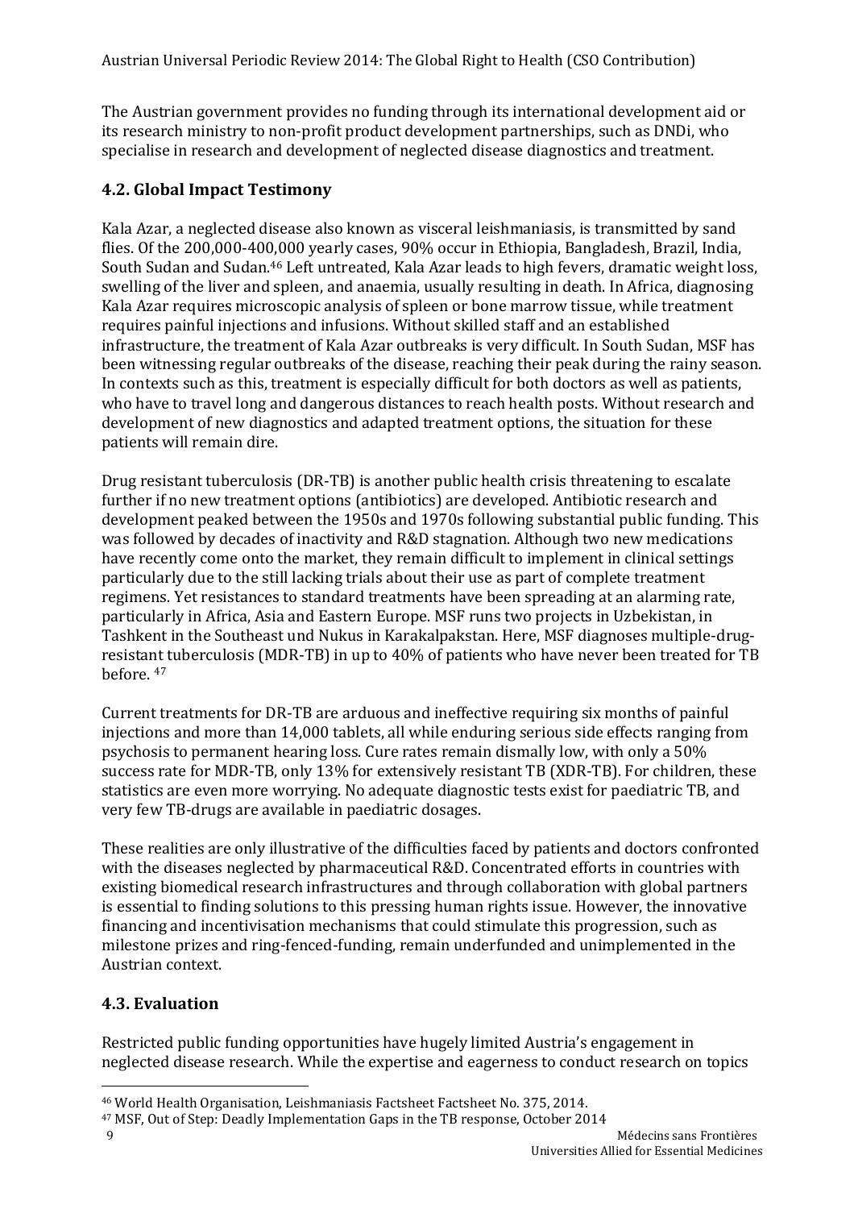The Austrian government provides no funding through its international development aid or its research ministry to non-profit product development partnerships, such as DNDi, who specialise in research and development of neglected disease diagnostics and treatment.

### 4.2. Global Impact Testimony

Kala Azar, a neglected disease also known as visceral leishmaniasis, is transmitted by sand flies. Of the 200,000-400,000 yearly cases, 90% occur in Ethiopia, Bangladesh, Brazil, India, South Sudan and Sudan.[46] Left untreated, Kala Azar leads to high fevers, dramatic weight loss, swelling of the liver and spleen, and anaemia, usually resulting in death. In Africa, diagnosing Kala Azar requires microscopic analysis of spleen or bone marrow tissue, while treatment requires painful injections and infusions. Without skilled staff and an established infrastructure, the treatment of Kala Azar outbreaks is very difficult. In South Sudan, MSF has been witnessing regular outbreaks of the disease, reaching their peak during the rainy season. In contexts such as this, treatment is especially difficult for both doctors as well as patients, who have to travel long and dangerous distances to reach health posts. Without research and development of new diagnostics and adapted treatment options, the situation for these patients will remain dire.

Drug resistant tuberculosis (DR-TB) is another public health crisis threatening to escalate further if no new treatment options (antibiotics) are developed. Antibiotic research and development peaked between the 1950s and 1970s following substantial public funding. This was followed by decades of inactivity and R&D stagnation. Although two new medications have recently come onto the market, they remain difficult to implement in clinical settings particularly due to the still lacking trials about their use as part of complete treatment regimens. Yet resistances to standard treatments have been spreading at an alarming rate, particularly in Africa, Asia and Eastern Europe. MSF runs two projects in Uzbekistan, in Tashkent in the Southeast und Nukus in Karakalpakstan. Here, MSF diagnoses multiple-drug-resistant tuberculosis (MDR-TB) in up to 40% of patients who have never been treated for TB before. [47]

Current treatments for DR-TB are arduous and ineffective requiring six months of painful injections and more than 14,000 tablets, all while enduring serious side effects ranging from psychosis to permanent hearing loss. Cure rates remain dismally low, with only a 50% success rate for MDR-TB, only 13% for extensively resistant TB (XDR-TB). For children, these statistics are even more worrying. No adequate diagnostic tests exist for paediatric TB, and very few TB-drugs are available in paediatric dosages.

These realities are only illustrative of the difficulties faced by patients and doctors confronted with the diseases neglected by pharmaceutical R&D. Concentrated efforts in countries with existing biomedical research infrastructures and through collaboration with global partners is essential to finding solutions to this pressing human rights issue. However, the innovative financing and incentivisation mechanisms that could stimulate this progression, such as milestone prizes and ring-fenced-funding, remain underfunded and unimplemented in the Austrian context.

### 4.3. Evaluation

Restricted public funding opportunities have hugely limited Austria's engagement in neglected disease research. While the expertise and eagerness to conduct research on topics

---

[46] World Health Organisation, Leishmaniasis Factsheet Factsheet No. 375, 2014.

[47] MSF, Out of Step: Deadly Implementation Gaps in the TB response, October 2014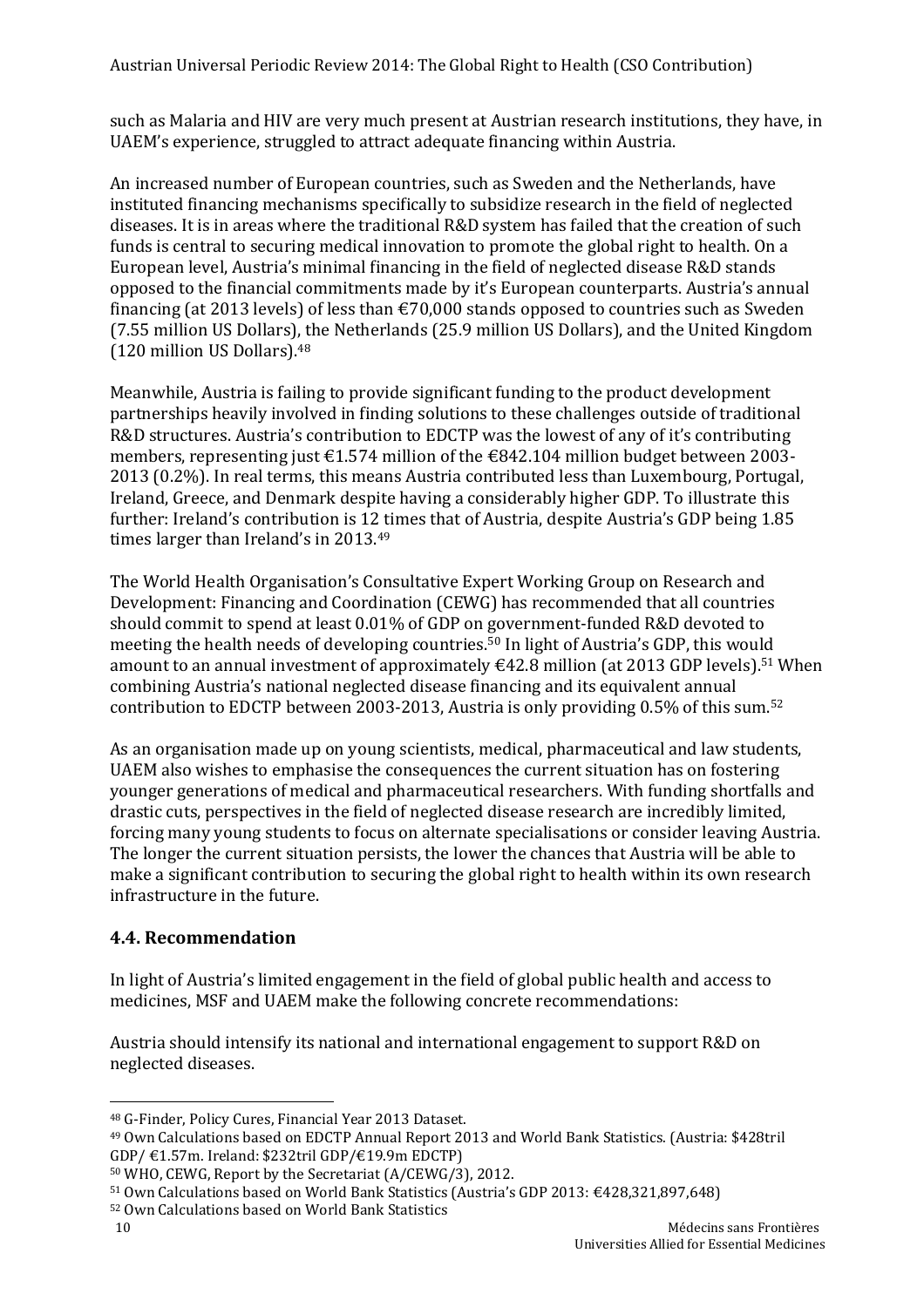such as Malaria and HIV are very much present at Austrian research institutions, they have, in UAEM's experience, struggled to attract adequate financing within Austria.

An increased number of European countries, such as Sweden and the Netherlands, have instituted financing mechanisms specifically to subsidize research in the field of neglected diseases. It is in areas where the traditional R&D system has failed that the creation of such funds is central to securing medical innovation to promote the global right to health. On a European level, Austria's minimal financing in the field of neglected disease R&D stands opposed to the financial commitments made by it's European counterparts. Austria's annual financing (at 2013 levels) of less than €70,000 stands opposed to countries such as Sweden (7.55 million US Dollars), the Netherlands (25.9 million US Dollars), and the United Kingdom (120 million US Dollars).[48]

Meanwhile, Austria is failing to provide significant funding to the product development partnerships heavily involved in finding solutions to these challenges outside of traditional R&D structures. Austria's contribution to EDCTP was the lowest of any of it's contributing members, representing just €1.574 million of the €842.104 million budget between 2003-2013 (0.2%). In real terms, this means Austria contributed less than Luxembourg, Portugal, Ireland, Greece, and Denmark despite having a considerably higher GDP. To illustrate this further: Ireland's contribution is 12 times that of Austria, despite Austria's GDP being 1.85 times larger than Ireland's in 2013.[49]

The World Health Organisation's Consultative Expert Working Group on Research and Development: Financing and Coordination (CEWG) has recommended that all countries should commit to spend at least 0.01% of GDP on government-funded R&D devoted to meeting the health needs of developing countries.[50] In light of Austria's GDP, this would amount to an annual investment of approximately €42.8 million (at 2013 GDP levels).[51] When combining Austria's national neglected disease financing and its equivalent annual contribution to EDCTP between 2003-2013, Austria is only providing 0.5% of this sum.[52]

As an organisation made up on young scientists, medical, pharmaceutical and law students, UAEM also wishes to emphasise the consequences the current situation has on fostering younger generations of medical and pharmaceutical researchers. With funding shortfalls and drastic cuts, perspectives in the field of neglected disease research are incredibly limited, forcing many young students to focus on alternate specialisations or consider leaving Austria. The longer the current situation persists, the lower the chances that Austria will be able to make a significant contribution to securing the global right to health within its own research infrastructure in the future.

## 4.4. Recommendation

In light of Austria's limited engagement in the field of global public health and access to medicines, MSF and UAEM make the following concrete recommendations:

Austria should intensify its national and international engagement to support R&D on neglected diseases.

---

[48] G-Finder, Policy Cures, Financial Year 2013 Dataset.

[49] Own Calculations based on EDCTP Annual Report 2013 and World Bank Statistics. (Austria: $428tril GDP/ €1.57m. Ireland: $232tril GDP/€19.9m EDCTP)

[50] WHO, CEWG, Report by the Secretariat (A/CEWG/3), 2012.

[51] Own Calculations based on World Bank Statistics (Austria's GDP 2013: €428,321,897,648)

[52] Own Calculations based on World Bank Statistics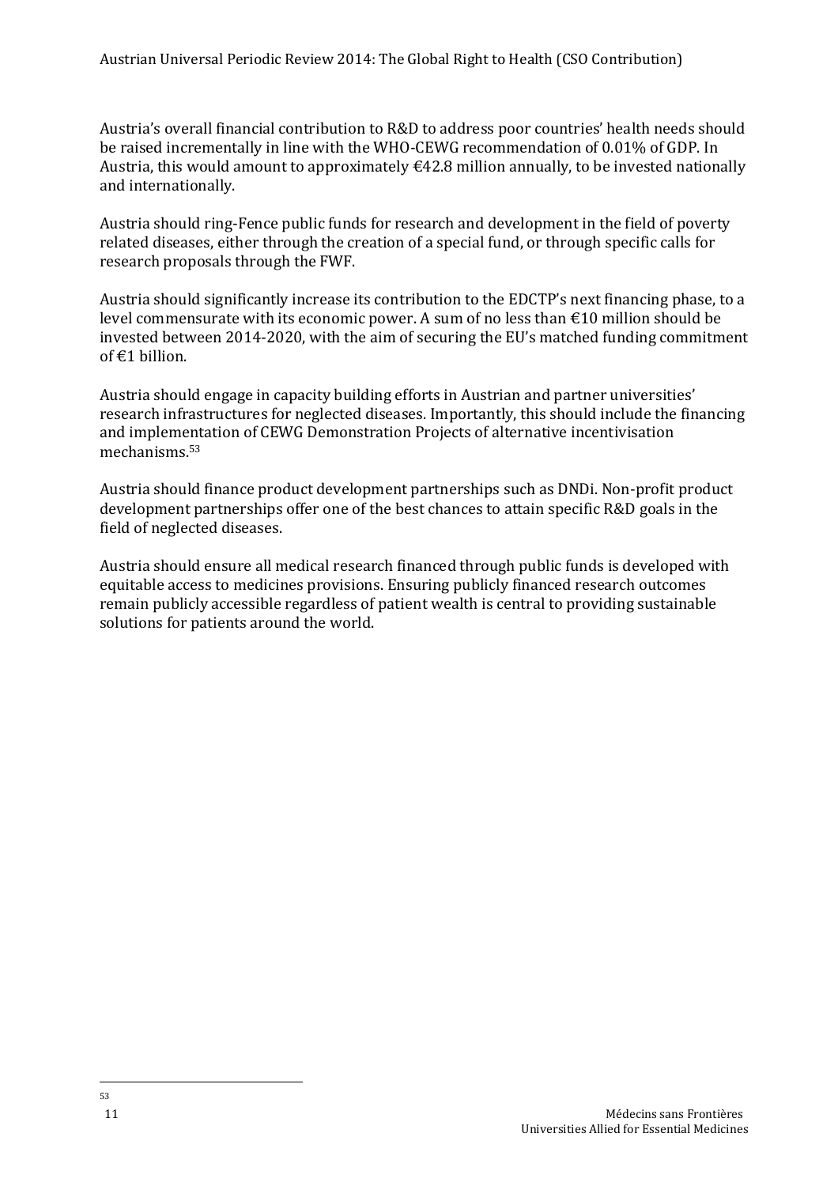Austria's overall financial contribution to R&D to address poor countries' health needs should be raised incrementally in line with the WHO-CEWG recommendation of 0.01% of GDP. In Austria, this would amount to approximately €42.8 million annually, to be invested nationally and internationally.

Austria should ring-Fence public funds for research and development in the field of poverty related diseases, either through the creation of a special fund, or through specific calls for research proposals through the FWF.

Austria should significantly increase its contribution to the EDCTP's next financing phase, to a level commensurate with its economic power. A sum of no less than €10 million should be invested between 2014-2020, with the aim of securing the EU's matched funding commitment of €1 billion.

Austria should engage in capacity building efforts in Austrian and partner universities' research infrastructures for neglected diseases. Importantly, this should include the financing and implementation of CEWG Demonstration Projects of alternative incentivisation mechanisms.[53]

Austria should finance product development partnerships such as DNDi. Non-profit product development partnerships offer one of the best chances to attain specific R&D goals in the field of neglected diseases.

Austria should ensure all medical research financed through public funds is developed with equitable access to medicines provisions. Ensuring publicly financed research outcomes remain publicly accessible regardless of patient wealth is central to providing sustainable solutions for patients around the world.

---

[53]

Médecins sans Frontières
Universities Allied for Essential Medicines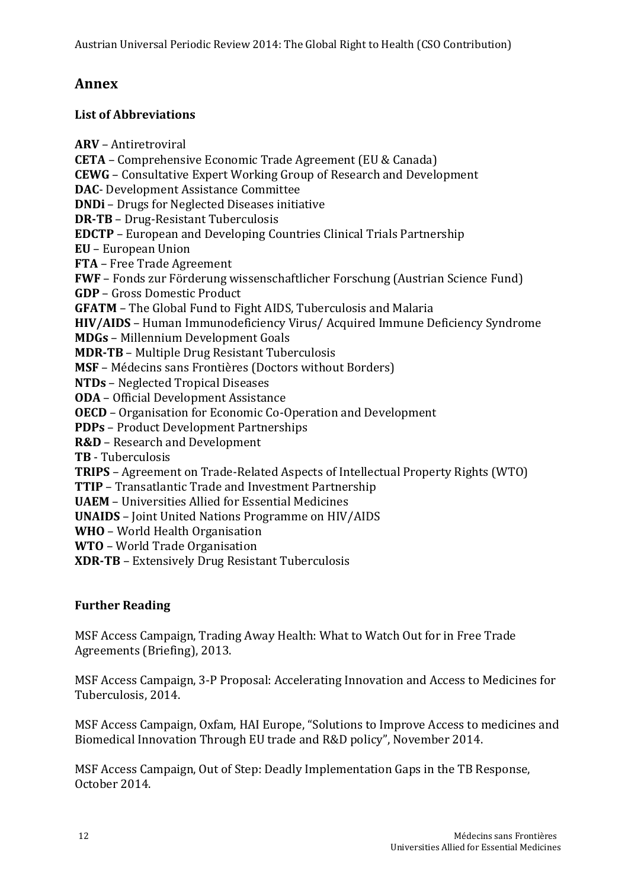# Annex

### List of Abbreviations

**ARV** – Antiretroviral
**CETA** – Comprehensive Economic Trade Agreement (EU & Canada)
**CEWG** – Consultative Expert Working Group of Research and Development
**DAC**- Development Assistance Committee
**DNDi** – Drugs for Neglected Diseases initiative
**DR-TB** – Drug-Resistant Tuberculosis
**EDCTP** – European and Developing Countries Clinical Trials Partnership
**EU** – European Union
**FTA** – Free Trade Agreement
**FWF** – Fonds zur Förderung wissenschaftlicher Forschung (Austrian Science Fund)
**GDP** – Gross Domestic Product
**GFATM** – The Global Fund to Fight AIDS, Tuberculosis and Malaria
**HIV/AIDS** – Human Immunodeficiency Virus/ Acquired Immune Deficiency Syndrome
**MDGs** – Millennium Development Goals
**MDR-TB** – Multiple Drug Resistant Tuberculosis
**MSF** – Médecins sans Frontières (Doctors without Borders)
**NTDs** – Neglected Tropical Diseases
**ODA** – Official Development Assistance
**OECD** – Organisation for Economic Co-Operation and Development
**PDPs** – Product Development Partnerships
**R&D** – Research and Development
**TB** - Tuberculosis
**TRIPS** – Agreement on Trade-Related Aspects of Intellectual Property Rights (WTO)
**TTIP** – Transatlantic Trade and Investment Partnership
**UAEM** – Universities Allied for Essential Medicines
**UNAIDS** – Joint United Nations Programme on HIV/AIDS
**WHO** – World Health Organisation
**WTO** – World Trade Organisation
**XDR-TB** – Extensively Drug Resistant Tuberculosis

### Further Reading

MSF Access Campaign, Trading Away Health: What to Watch Out for in Free Trade Agreements (Briefing), 2013.

MSF Access Campaign, 3-P Proposal: Accelerating Innovation and Access to Medicines for Tuberculosis, 2014.

MSF Access Campaign, Oxfam, HAI Europe, "Solutions to Improve Access to medicines and Biomedical Innovation Through EU trade and R&D policy", November 2014.

MSF Access Campaign, Out of Step: Deadly Implementation Gaps in the TB Response, October 2014.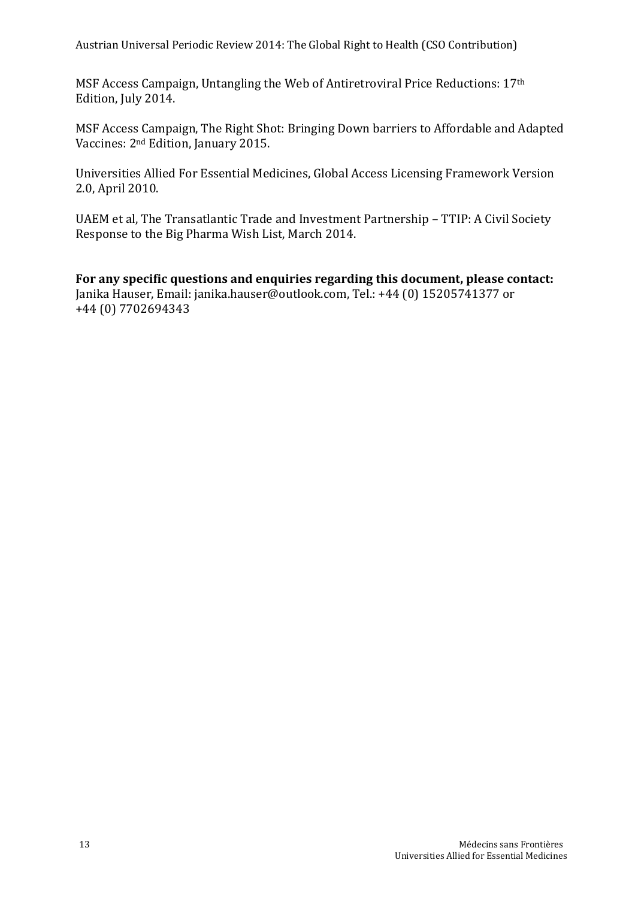MSF Access Campaign, Untangling the Web of Antiretroviral Price Reductions: 17th Edition, July 2014.

MSF Access Campaign, The Right Shot: Bringing Down barriers to Affordable and Adapted Vaccines: 2nd Edition, January 2015.

Universities Allied For Essential Medicines, Global Access Licensing Framework Version 2.0, April 2010.

UAEM et al, The Transatlantic Trade and Investment Partnership – TTIP: A Civil Society Response to the Big Pharma Wish List, March 2014.

**For any specific questions and enquiries regarding this document, please contact:**
Janika Hauser, Email: janika.hauser@outlook.com, Tel.: +44 (0) 15205741377 or +44 (0) 7702694343